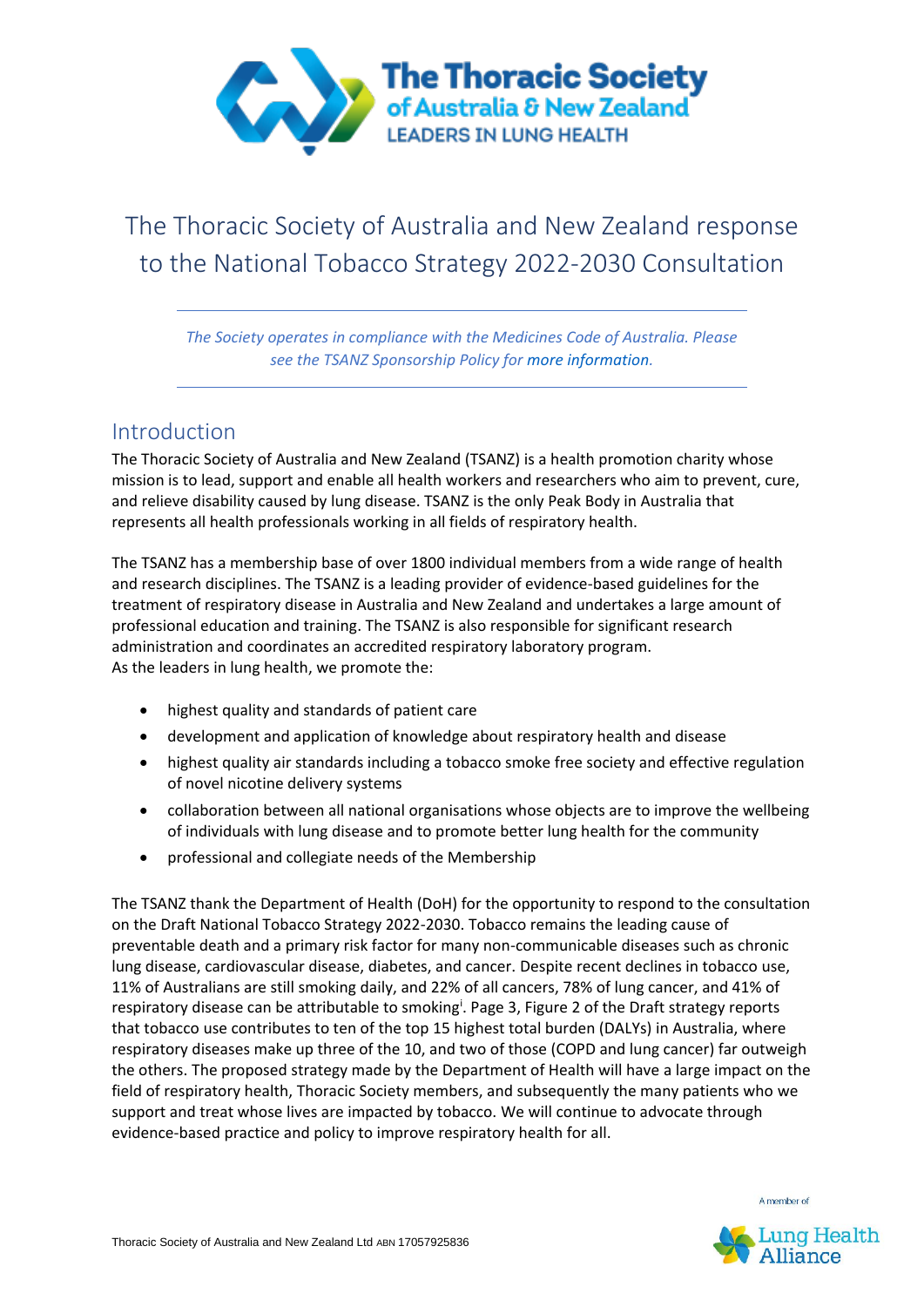# The Thoracic Society of Australia and New Zealand response to the National Tobacco Strategy 2022-2030 Consultation

*The Society operates in compliance with the Medicines Code of Australia. Please see the TSANZ Sponsorship Policy for more information.*

## Introduction

The Thoracic Society of Australia and New Zealand (TSANZ) is a health promotion charity whose mission is to lead, support and enable all health workers and researchers who aim to prevent, cure, and relieve disability caused by lung disease. TSANZ is the only Peak Body in Australia that represents all health professionals working in all fields of respiratory health.

The TSANZ has a membership base of over 1800 individual members from a wide range of health and research disciplines. The TSANZ is a leading provider of evidence-based guidelines for the treatment of respiratory disease in Australia and New Zealand and undertakes a large amount of professional education and training. The TSANZ is also responsible for significant research administration and coordinates an accredited respiratory laboratory program.
As the leaders in lung health, we promote the:

- highest quality and standards of patient care
- development and application of knowledge about respiratory health and disease
- highest quality air standards including a tobacco smoke free society and effective regulation of novel nicotine delivery systems
- collaboration between all national organisations whose objects are to improve the wellbeing of individuals with lung disease and to promote better lung health for the community
- professional and collegiate needs of the Membership

The TSANZ thank the Department of Health (DoH) for the opportunity to respond to the consultation on the Draft National Tobacco Strategy 2022-2030. Tobacco remains the leading cause of preventable death and a primary risk factor for many non-communicable diseases such as chronic lung disease, cardiovascular disease, diabetes, and cancer. Despite recent declines in tobacco use, 11% of Australians are still smoking daily, and 22% of all cancers, 78% of lung cancer, and 41% of respiratory disease can be attributable to smoking[i]. Page 3, Figure 2 of the Draft strategy reports that tobacco use contributes to ten of the top 15 highest total burden (DALYs) in Australia, where respiratory diseases make up three of the 10, and two of those (COPD and lung cancer) far outweigh the others. The proposed strategy made by the Department of Health will have a large impact on the field of respiratory health, Thoracic Society members, and subsequently the many patients who we support and treat whose lives are impacted by tobacco. We will continue to advocate through evidence-based practice and policy to improve respiratory health for all.

Thoracic Society of Australia and New Zealand Ltd ABN 17057925836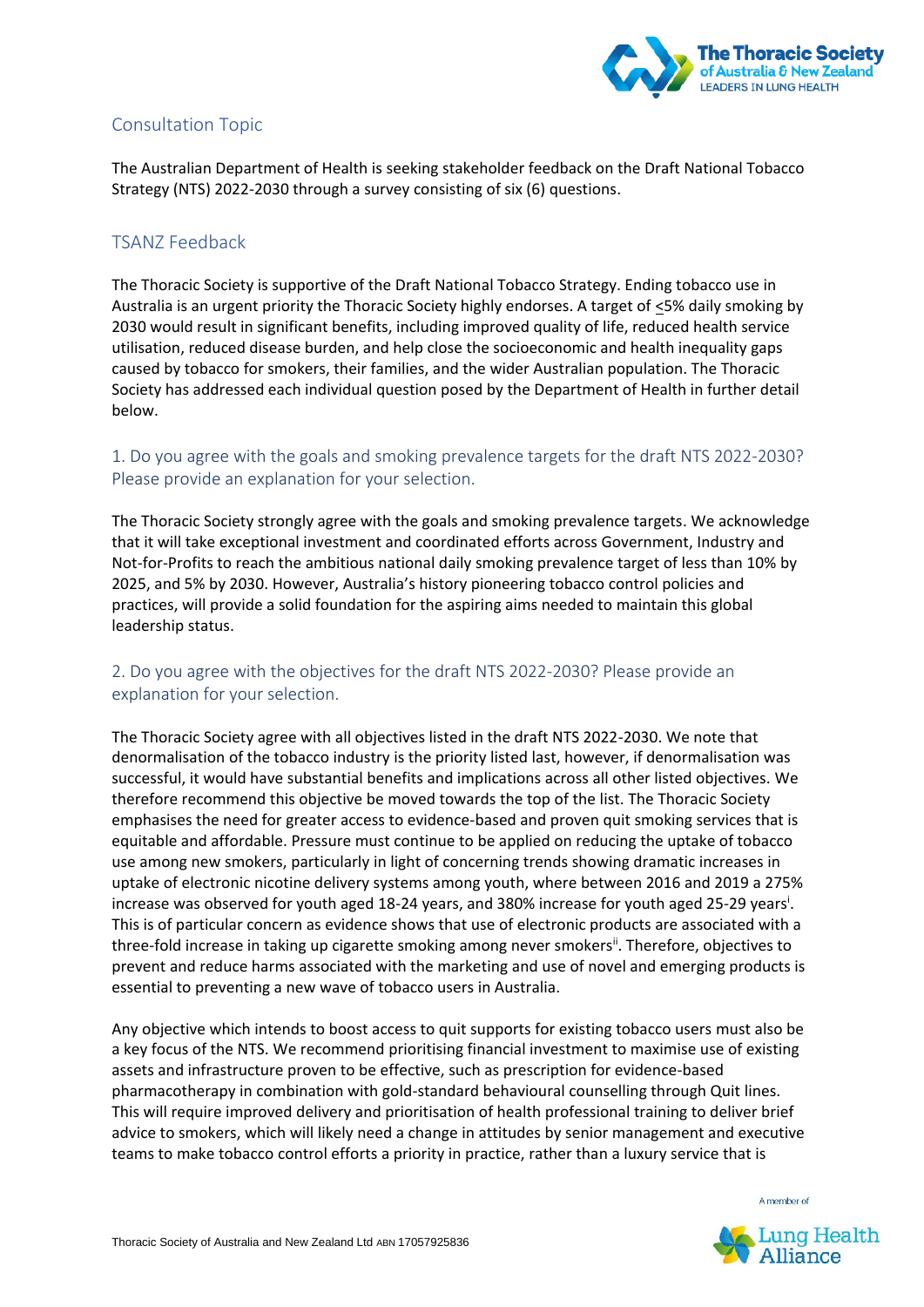## Consultation Topic

The Australian Department of Health is seeking stakeholder feedback on the Draft National Tobacco Strategy (NTS) 2022-2030 through a survey consisting of six (6) questions.

## TSANZ Feedback

The Thoracic Society is supportive of the Draft National Tobacco Strategy. Ending tobacco use in Australia is an urgent priority the Thoracic Society highly endorses. A target of ≤5% daily smoking by 2030 would result in significant benefits, including improved quality of life, reduced health service utilisation, reduced disease burden, and help close the socioeconomic and health inequality gaps caused by tobacco for smokers, their families, and the wider Australian population. The Thoracic Society has addressed each individual question posed by the Department of Health in further detail below.

### 1. Do you agree with the goals and smoking prevalence targets for the draft NTS 2022-2030? Please provide an explanation for your selection.

The Thoracic Society strongly agree with the goals and smoking prevalence targets. We acknowledge that it will take exceptional investment and coordinated efforts across Government, Industry and Not-for-Profits to reach the ambitious national daily smoking prevalence target of less than 10% by 2025, and 5% by 2030. However, Australia's history pioneering tobacco control policies and practices, will provide a solid foundation for the aspiring aims needed to maintain this global leadership status.

### 2. Do you agree with the objectives for the draft NTS 2022-2030? Please provide an explanation for your selection.

The Thoracic Society agree with all objectives listed in the draft NTS 2022-2030. We note that denormalisation of the tobacco industry is the priority listed last, however, if denormalisation was successful, it would have substantial benefits and implications across all other listed objectives. We therefore recommend this objective be moved towards the top of the list. The Thoracic Society emphasises the need for greater access to evidence-based and proven quit smoking services that is equitable and affordable. Pressure must continue to be applied on reducing the uptake of tobacco use among new smokers, particularly in light of concerning trends showing dramatic increases in uptake of electronic nicotine delivery systems among youth, where between 2016 and 2019 a 275% increase was observed for youth aged 18-24 years, and 380% increase for youth aged 25-29 years[i]. This is of particular concern as evidence shows that use of electronic products are associated with a three-fold increase in taking up cigarette smoking among never smokers[ii]. Therefore, objectives to prevent and reduce harms associated with the marketing and use of novel and emerging products is essential to preventing a new wave of tobacco users in Australia.

Any objective which intends to boost access to quit supports for existing tobacco users must also be a key focus of the NTS. We recommend prioritising financial investment to maximise use of existing assets and infrastructure proven to be effective, such as prescription for evidence-based pharmacotherapy in combination with gold-standard behavioural counselling through Quit lines. This will require improved delivery and prioritisation of health professional training to deliver brief advice to smokers, which will likely need a change in attitudes by senior management and executive teams to make tobacco control efforts a priority in practice, rather than a luxury service that is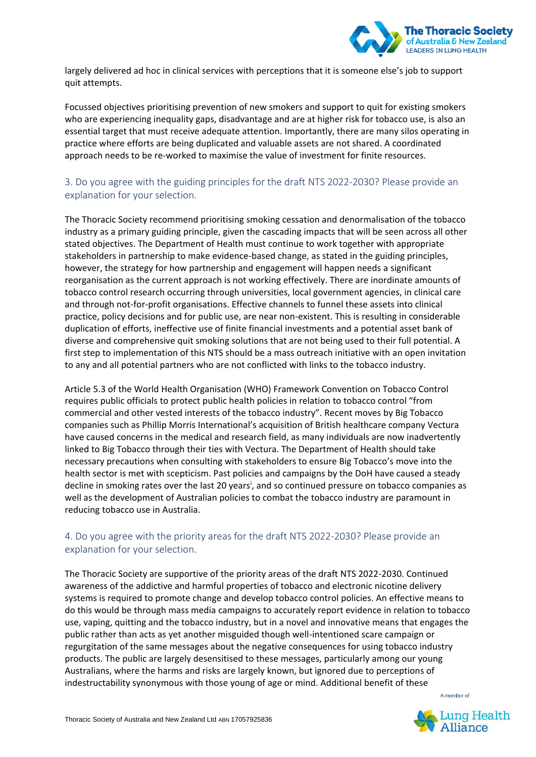largely delivered ad hoc in clinical services with perceptions that it is someone else's job to support quit attempts.

Focussed objectives prioritising prevention of new smokers and support to quit for existing smokers who are experiencing inequality gaps, disadvantage and are at higher risk for tobacco use, is also an essential target that must receive adequate attention. Importantly, there are many silos operating in practice where efforts are being duplicated and valuable assets are not shared. A coordinated approach needs to be re-worked to maximise the value of investment for finite resources.

## 3. Do you agree with the guiding principles for the draft NTS 2022-2030? Please provide an explanation for your selection.

The Thoracic Society recommend prioritising smoking cessation and denormalisation of the tobacco industry as a primary guiding principle, given the cascading impacts that will be seen across all other stated objectives. The Department of Health must continue to work together with appropriate stakeholders in partnership to make evidence-based change, as stated in the guiding principles, however, the strategy for how partnership and engagement will happen needs a significant reorganisation as the current approach is not working effectively. There are inordinate amounts of tobacco control research occurring through universities, local government agencies, in clinical care and through not-for-profit organisations. Effective channels to funnel these assets into clinical practice, policy decisions and for public use, are near non-existent. This is resulting in considerable duplication of efforts, ineffective use of finite financial investments and a potential asset bank of diverse and comprehensive quit smoking solutions that are not being used to their full potential. A first step to implementation of this NTS should be a mass outreach initiative with an open invitation to any and all potential partners who are not conflicted with links to the tobacco industry.

Article 5.3 of the World Health Organisation (WHO) Framework Convention on Tobacco Control requires public officials to protect public health policies in relation to tobacco control "from commercial and other vested interests of the tobacco industry". Recent moves by Big Tobacco companies such as Phillip Morris International's acquisition of British healthcare company Vectura have caused concerns in the medical and research field, as many individuals are now inadvertently linked to Big Tobacco through their ties with Vectura. The Department of Health should take necessary precautions when consulting with stakeholders to ensure Big Tobacco's move into the health sector is met with scepticism. Past policies and campaigns by the DoH have caused a steady decline in smoking rates over the last 20 years[i], and so continued pressure on tobacco companies as well as the development of Australian policies to combat the tobacco industry are paramount in reducing tobacco use in Australia.

## 4. Do you agree with the priority areas for the draft NTS 2022-2030? Please provide an explanation for your selection.

The Thoracic Society are supportive of the priority areas of the draft NTS 2022-2030. Continued awareness of the addictive and harmful properties of tobacco and electronic nicotine delivery systems is required to promote change and develop tobacco control policies. An effective means to do this would be through mass media campaigns to accurately report evidence in relation to tobacco use, vaping, quitting and the tobacco industry, but in a novel and innovative means that engages the public rather than acts as yet another misguided though well-intentioned scare campaign or regurgitation of the same messages about the negative consequences for using tobacco industry products. The public are largely desensitised to these messages, particularly among our young Australians, where the harms and risks are largely known, but ignored due to perceptions of indestructability synonymous with those young of age or mind. Additional benefit of these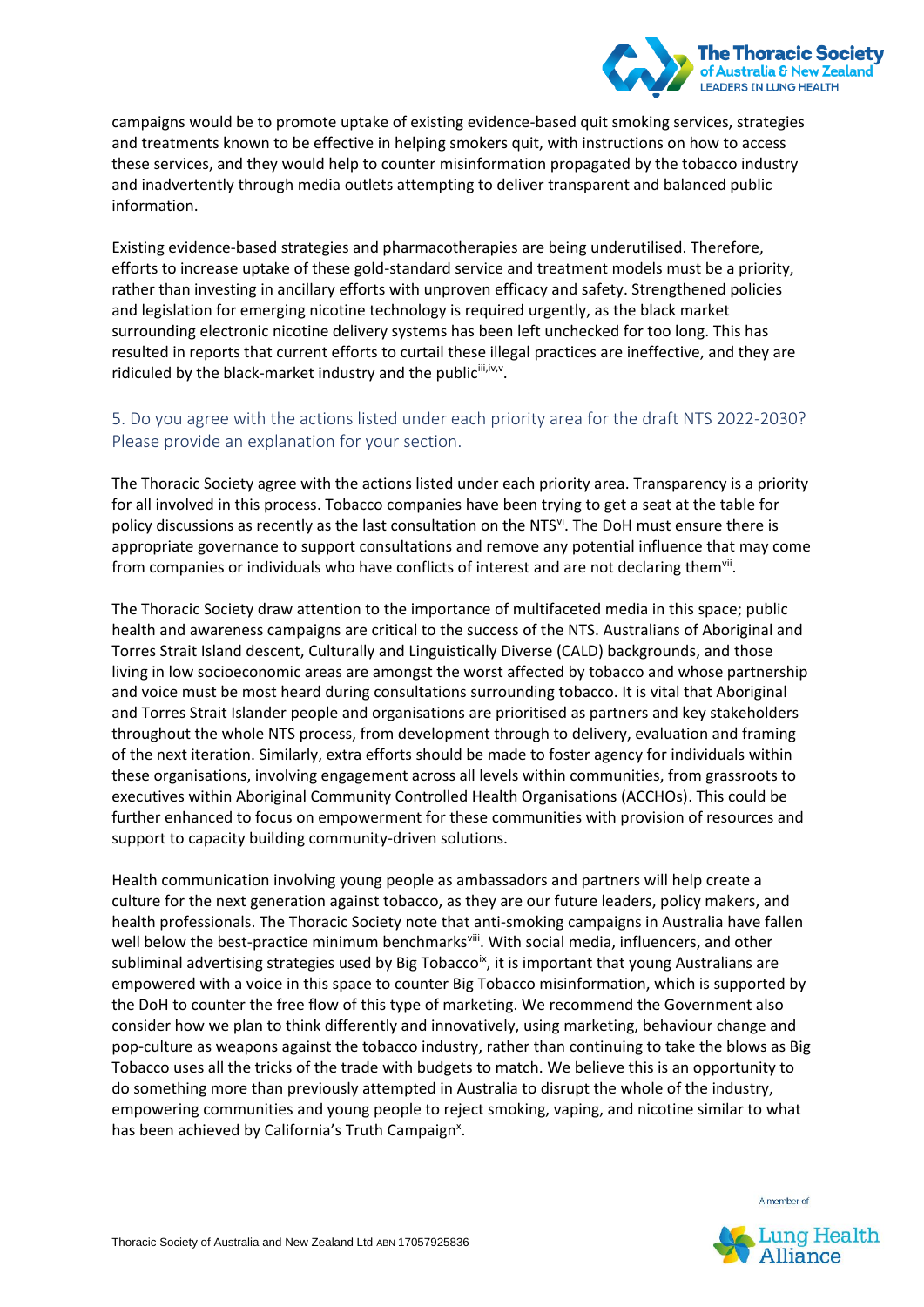campaigns would be to promote uptake of existing evidence-based quit smoking services, strategies and treatments known to be effective in helping smokers quit, with instructions on how to access these services, and they would help to counter misinformation propagated by the tobacco industry and inadvertently through media outlets attempting to deliver transparent and balanced public information.

Existing evidence-based strategies and pharmacotherapies are being underutilised. Therefore, efforts to increase uptake of these gold-standard service and treatment models must be a priority, rather than investing in ancillary efforts with unproven efficacy and safety. Strengthened policies and legislation for emerging nicotine technology is required urgently, as the black market surrounding electronic nicotine delivery systems has been left unchecked for too long. This has resulted in reports that current efforts to curtail these illegal practices are ineffective, and they are ridiculed by the black-market industry and the public[iii,iv,v].

## 5. Do you agree with the actions listed under each priority area for the draft NTS 2022-2030? Please provide an explanation for your section.

The Thoracic Society agree with the actions listed under each priority area. Transparency is a priority for all involved in this process. Tobacco companies have been trying to get a seat at the table for policy discussions as recently as the last consultation on the NTS[vi]. The DoH must ensure there is appropriate governance to support consultations and remove any potential influence that may come from companies or individuals who have conflicts of interest and are not declaring them[vii].

The Thoracic Society draw attention to the importance of multifaceted media in this space; public health and awareness campaigns are critical to the success of the NTS. Australians of Aboriginal and Torres Strait Island descent, Culturally and Linguistically Diverse (CALD) backgrounds, and those living in low socioeconomic areas are amongst the worst affected by tobacco and whose partnership and voice must be most heard during consultations surrounding tobacco. It is vital that Aboriginal and Torres Strait Islander people and organisations are prioritised as partners and key stakeholders throughout the whole NTS process, from development through to delivery, evaluation and framing of the next iteration. Similarly, extra efforts should be made to foster agency for individuals within these organisations, involving engagement across all levels within communities, from grassroots to executives within Aboriginal Community Controlled Health Organisations (ACCHOs). This could be further enhanced to focus on empowerment for these communities with provision of resources and support to capacity building community-driven solutions.

Health communication involving young people as ambassadors and partners will help create a culture for the next generation against tobacco, as they are our future leaders, policy makers, and health professionals. The Thoracic Society note that anti-smoking campaigns in Australia have fallen well below the best-practice minimum benchmarks[viii]. With social media, influencers, and other subliminal advertising strategies used by Big Tobacco[ix], it is important that young Australians are empowered with a voice in this space to counter Big Tobacco misinformation, which is supported by the DoH to counter the free flow of this type of marketing. We recommend the Government also consider how we plan to think differently and innovatively, using marketing, behaviour change and pop-culture as weapons against the tobacco industry, rather than continuing to take the blows as Big Tobacco uses all the tricks of the trade with budgets to match. We believe this is an opportunity to do something more than previously attempted in Australia to disrupt the whole of the industry, empowering communities and young people to reject smoking, vaping, and nicotine similar to what has been achieved by California's Truth Campaign[x].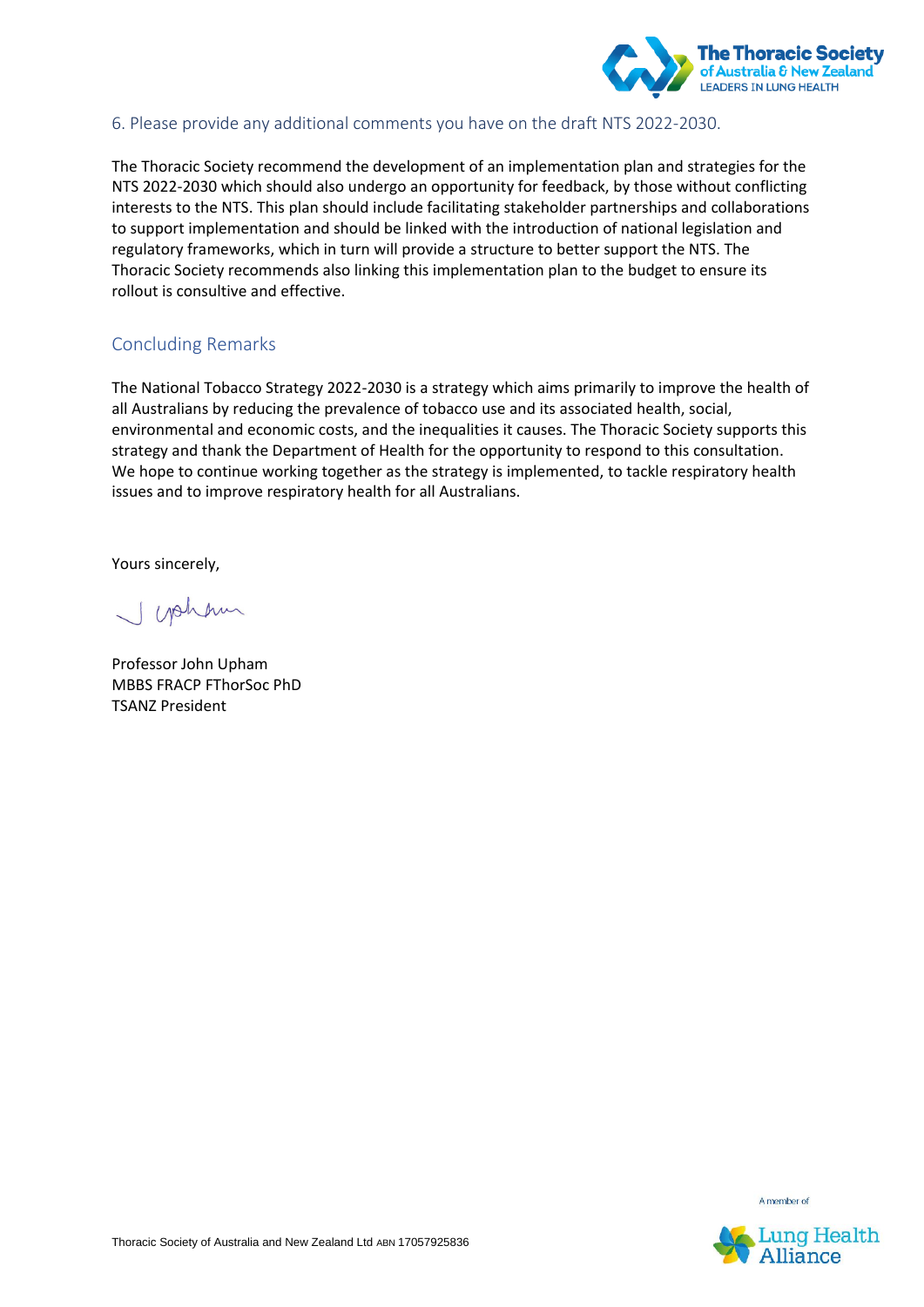### 6. Please provide any additional comments you have on the draft NTS 2022-2030.

The Thoracic Society recommend the development of an implementation plan and strategies for the NTS 2022-2030 which should also undergo an opportunity for feedback, by those without conflicting interests to the NTS. This plan should include facilitating stakeholder partnerships and collaborations to support implementation and should be linked with the introduction of national legislation and regulatory frameworks, which in turn will provide a structure to better support the NTS. The Thoracic Society recommends also linking this implementation plan to the budget to ensure its rollout is consultive and effective.

## Concluding Remarks

The National Tobacco Strategy 2022-2030 is a strategy which aims primarily to improve the health of all Australians by reducing the prevalence of tobacco use and its associated health, social, environmental and economic costs, and the inequalities it causes. The Thoracic Society supports this strategy and thank the Department of Health for the opportunity to respond to this consultation. We hope to continue working together as the strategy is implemented, to tackle respiratory health issues and to improve respiratory health for all Australians.

Yours sincerely,

Professor John Upham
MBBS FRACP FThorSoc PhD
TSANZ President

Thoracic Society of Australia and New Zealand Ltd ABN 17057925836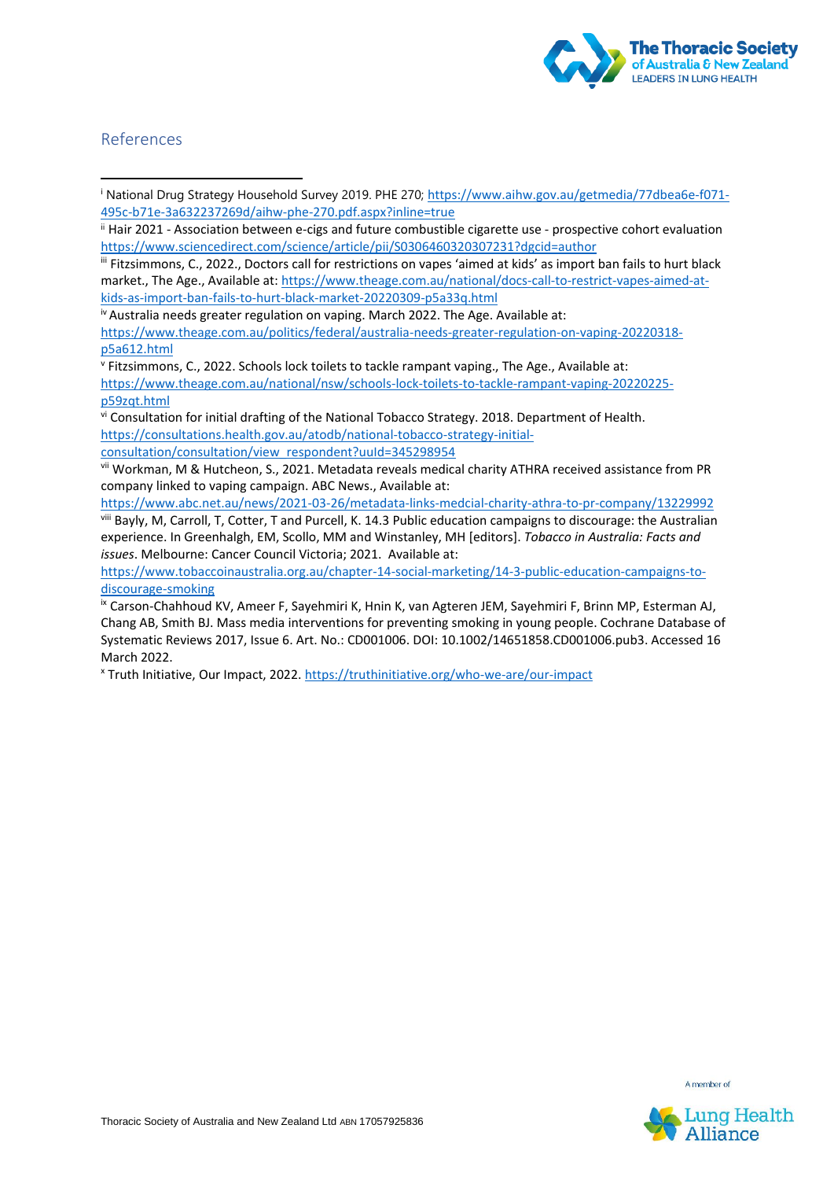## References

[i] National Drug Strategy Household Survey 2019. PHE 270; https://www.aihw.gov.au/getmedia/77dbea6e-f071-495c-b71e-3a632237269d/aihw-phe-270.pdf.aspx?inline=true

[ii] Hair 2021 - Association between e-cigs and future combustible cigarette use - prospective cohort evaluation https://www.sciencedirect.com/science/article/pii/S0306460320307231?dgcid=author

[iii] Fitzsimmons, C., 2022., Doctors call for restrictions on vapes 'aimed at kids' as import ban fails to hurt black market., The Age., Available at: https://www.theage.com.au/national/docs-call-to-restrict-vapes-aimed-at-kids-as-import-ban-fails-to-hurt-black-market-20220309-p5a33q.html

[iv] Australia needs greater regulation on vaping. March 2022. The Age. Available at: https://www.theage.com.au/politics/federal/australia-needs-greater-regulation-on-vaping-20220318-p5a612.html

[v] Fitzsimmons, C., 2022. Schools lock toilets to tackle rampant vaping., The Age., Available at: https://www.theage.com.au/national/nsw/schools-lock-toilets-to-tackle-rampant-vaping-20220225-p59zqt.html

[vi] Consultation for initial drafting of the National Tobacco Strategy. 2018. Department of Health. https://consultations.health.gov.au/atodb/national-tobacco-strategy-initial-consultation/consultation/view_respondent?uuId=345298954

[vii] Workman, M & Hutcheon, S., 2021. Metadata reveals medical charity ATHRA received assistance from PR company linked to vaping campaign. ABC News., Available at: https://www.abc.net.au/news/2021-03-26/metadata-links-medcial-charity-athra-to-pr-company/13229992

[viii] Bayly, M, Carroll, T, Cotter, T and Purcell, K. 14.3 Public education campaigns to discourage: the Australian experience. In Greenhalgh, EM, Scollo, MM and Winstanley, MH [editors]. *Tobacco in Australia: Facts and issues*. Melbourne: Cancer Council Victoria; 2021. Available at: https://www.tobaccoinaustralia.org.au/chapter-14-social-marketing/14-3-public-education-campaigns-to-discourage-smoking

[ix] Carson-Chahhoud KV, Ameer F, Sayehmiri K, Hnin K, van Agteren JEM, Sayehmiri F, Brinn MP, Esterman AJ, Chang AB, Smith BJ. Mass media interventions for preventing smoking in young people. Cochrane Database of Systematic Reviews 2017, Issue 6. Art. No.: CD001006. DOI: 10.1002/14651858.CD001006.pub3. Accessed 16 March 2022.

[x] Truth Initiative, Our Impact, 2022. https://truthinitiative.org/who-we-are/our-impact